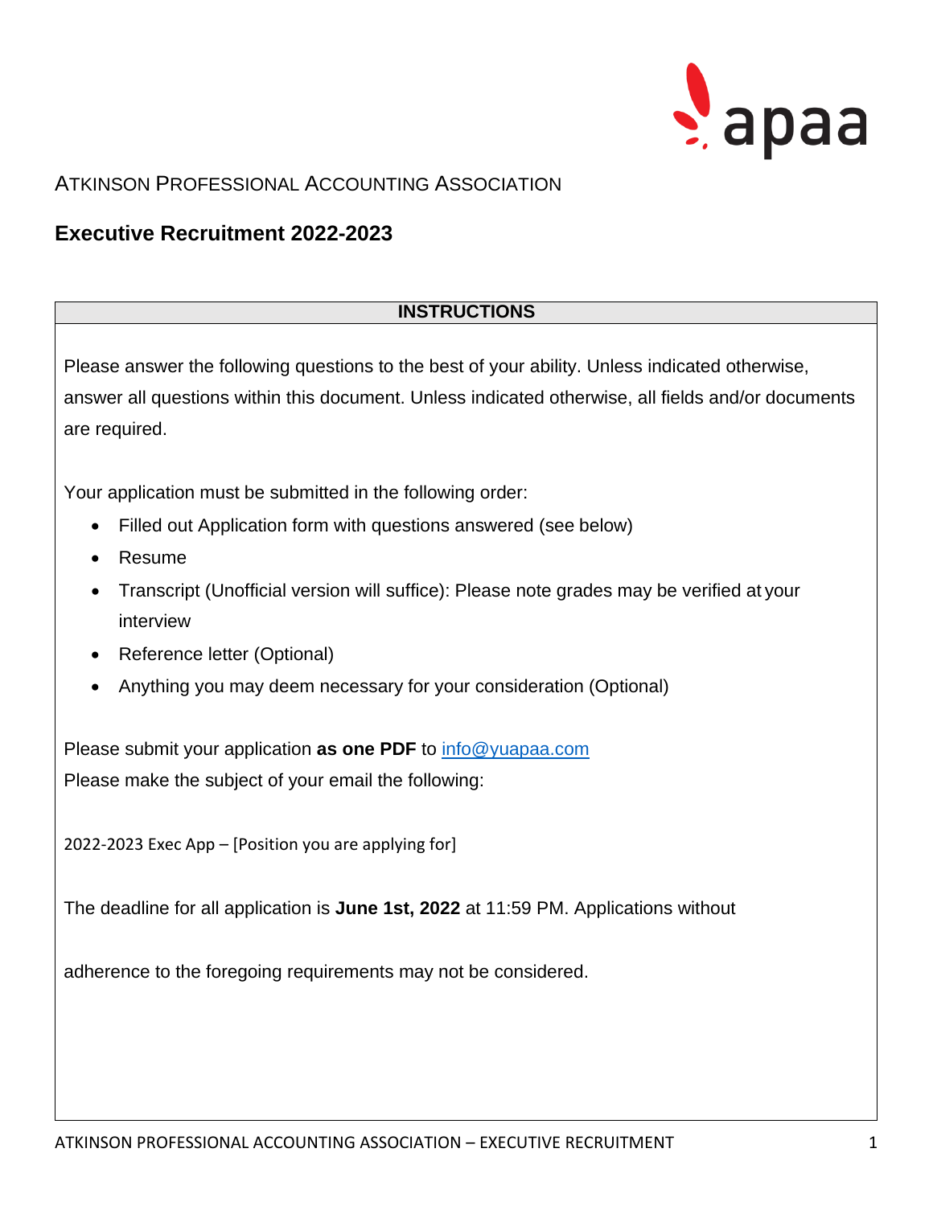apaa

ATKINSON PROFESSIONAL ACCOUNTING ASSOCIATION

## Executive Recruitment 2022-2023

| INSTRUCTIONS |
| --- |

Please answer the following questions to the best of your ability. Unless indicated otherwise, answer all questions within this document. Unless indicated otherwise, all fields and/or documents are required.

Your application must be submitted in the following order:

- Filled out Application form with questions answered (see below)
- Resume
- Transcript (Unofficial version will suffice): Please note grades may be verified at your interview
- Reference letter (Optional)
- Anything you may deem necessary for your consideration (Optional)

Please submit your application **as one PDF** to info@yuapaa.com
Please make the subject of your email the following:

2022-2023 Exec App – [Position you are applying for]

The deadline for all application is **June 1st, 2022** at 11:59 PM. Applications without

adherence to the foregoing requirements may not be considered.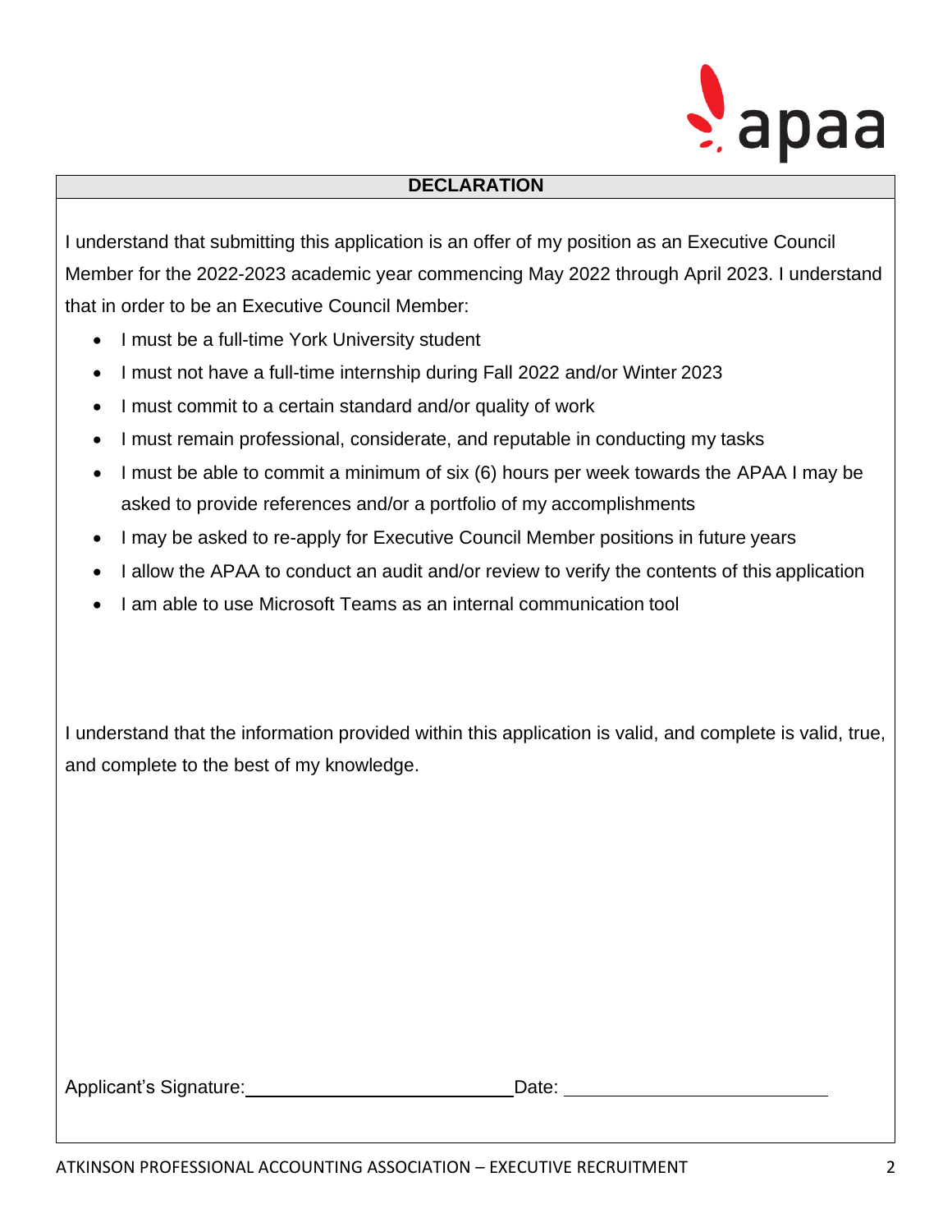## DECLARATION

I understand that submitting this application is an offer of my position as an Executive Council Member for the 2022-2023 academic year commencing May 2022 through April 2023. I understand that in order to be an Executive Council Member:

- I must be a full-time York University student
- I must not have a full-time internship during Fall 2022 and/or Winter 2023
- I must commit to a certain standard and/or quality of work
- I must remain professional, considerate, and reputable in conducting my tasks
- I must be able to commit a minimum of six (6) hours per week towards the APAA I may be asked to provide references and/or a portfolio of my accomplishments
- I may be asked to re-apply for Executive Council Member positions in future years
- I allow the APAA to conduct an audit and/or review to verify the contents of this application
- I am able to use Microsoft Teams as an internal communication tool

I understand that the information provided within this application is valid, and complete is valid, true, and complete to the best of my knowledge.

Applicant's Signature:\_\_\_\_\_\_\_\_\_\_\_\_\_\_\_\_\_\_\_\_\_\_\_\_\_\_\_\_ Date: \_\_\_\_\_\_\_\_\_\_\_\_\_\_\_\_\_\_\_\_\_\_\_\_\_\_\_\_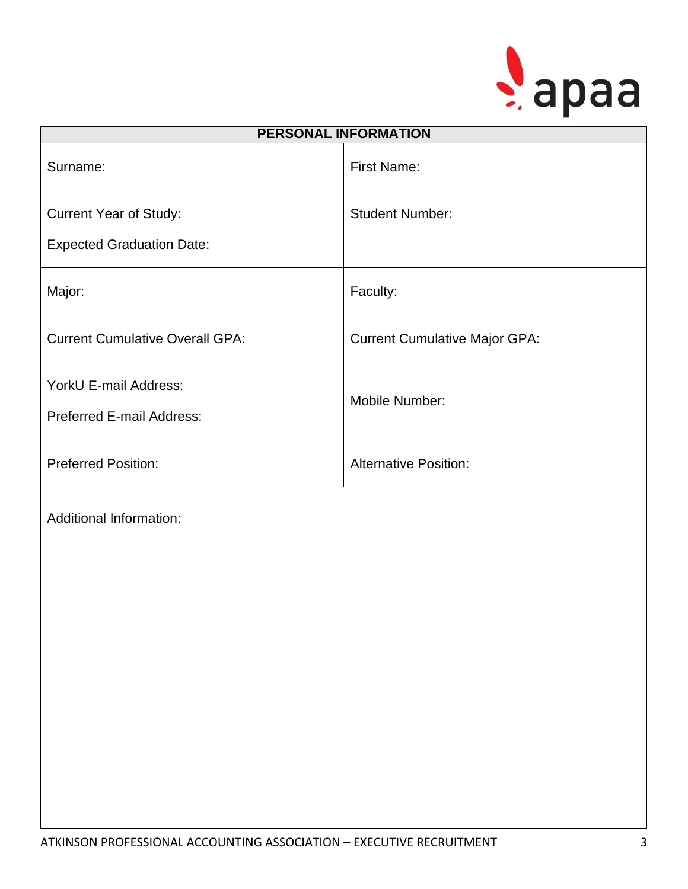| PERSONAL INFORMATION | |
|---|---|
| Surname: | First Name: |
| Current Year of Study:<br><br>Expected Graduation Date: | Student Number: |
| Major: | Faculty: |
| Current Cumulative Overall GPA: | Current Cumulative Major GPA: |
| YorkU E-mail Address:<br><br>Preferred E-mail Address: | Mobile Number: |
| Preferred Position: | Alternative Position: |
| Additional Information: | |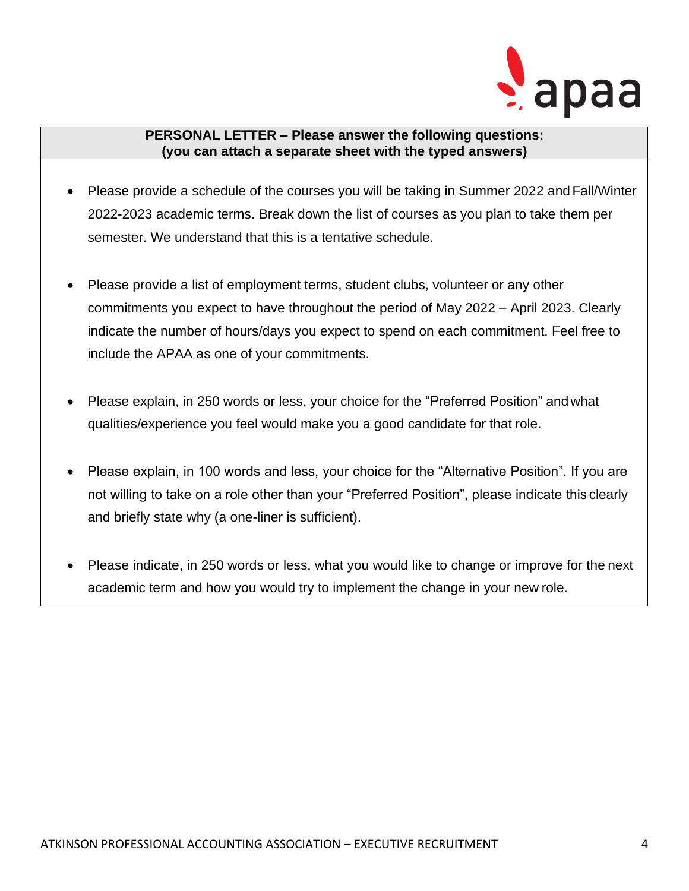**PERSONAL LETTER – Please answer the following questions:**
**(you can attach a separate sheet with the typed answers)**

- Please provide a schedule of the courses you will be taking in Summer 2022 and Fall/Winter 2022-2023 academic terms. Break down the list of courses as you plan to take them per semester. We understand that this is a tentative schedule.

- Please provide a list of employment terms, student clubs, volunteer or any other commitments you expect to have throughout the period of May 2022 – April 2023. Clearly indicate the number of hours/days you expect to spend on each commitment. Feel free to include the APAA as one of your commitments.

- Please explain, in 250 words or less, your choice for the "Preferred Position" and what qualities/experience you feel would make you a good candidate for that role.

- Please explain, in 100 words and less, your choice for the "Alternative Position". If you are not willing to take on a role other than your "Preferred Position", please indicate this clearly and briefly state why (a one-liner is sufficient).

- Please indicate, in 250 words or less, what you would like to change or improve for the next academic term and how you would try to implement the change in your new role.